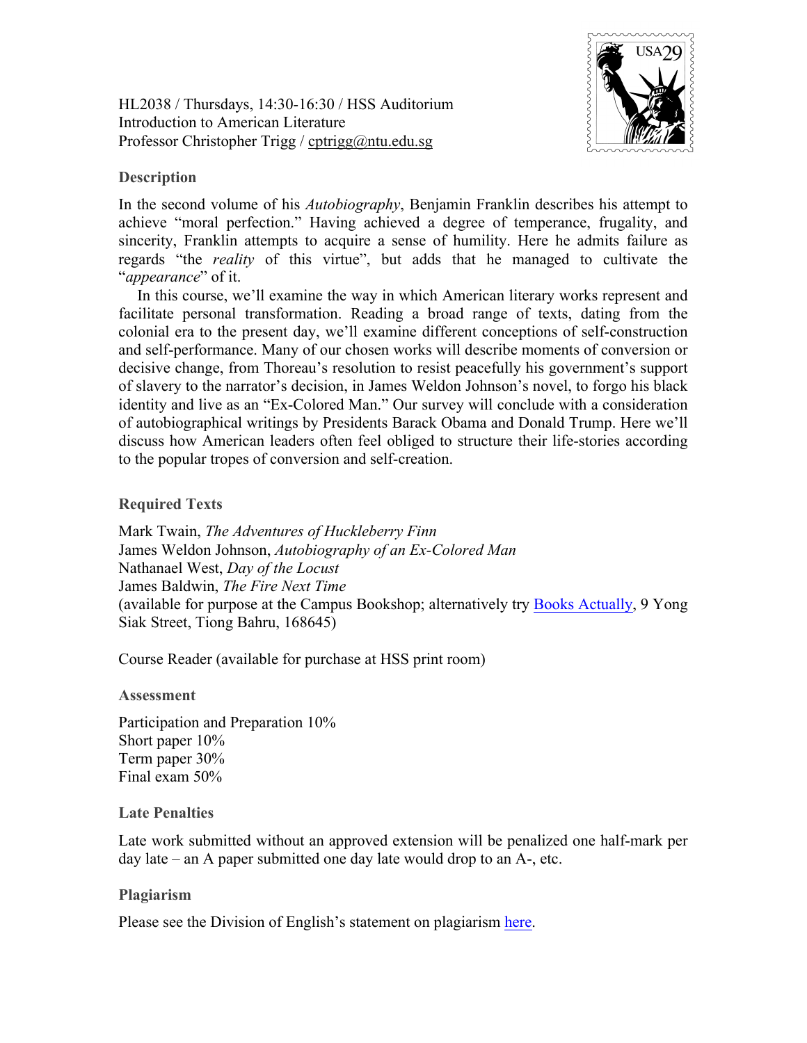HL2038 / Thursdays, 14:30-16:30 / HSS Auditorium
Introduction to American Literature
Professor Christopher Trigg / cptrigg@ntu.edu.sg

### Description

In the second volume of his *Autobiography*, Benjamin Franklin describes his attempt to achieve "moral perfection." Having achieved a degree of temperance, frugality, and sincerity, Franklin attempts to acquire a sense of humility. Here he admits failure as regards "the *reality* of this virtue", but adds that he managed to cultivate the "*appearance*" of it.

In this course, we'll examine the way in which American literary works represent and facilitate personal transformation. Reading a broad range of texts, dating from the colonial era to the present day, we'll examine different conceptions of self-construction and self-performance. Many of our chosen works will describe moments of conversion or decisive change, from Thoreau's resolution to resist peacefully his government's support of slavery to the narrator's decision, in James Weldon Johnson's novel, to forgo his black identity and live as an "Ex-Colored Man." Our survey will conclude with a consideration of autobiographical writings by Presidents Barack Obama and Donald Trump. Here we'll discuss how American leaders often feel obliged to structure their life-stories according to the popular tropes of conversion and self-creation.

### Required Texts

Mark Twain, *The Adventures of Huckleberry Finn*
James Weldon Johnson, *Autobiography of an Ex-Colored Man*
Nathanael West, *Day of the Locust*
James Baldwin, *The Fire Next Time*
(available for purpose at the Campus Bookshop; alternatively try Books Actually, 9 Yong Siak Street, Tiong Bahru, 168645)

Course Reader (available for purchase at HSS print room)

### Assessment

Participation and Preparation 10%
Short paper 10%
Term paper 30%
Final exam 50%

### Late Penalties

Late work submitted without an approved extension will be penalized one half-mark per day late – an A paper submitted one day late would drop to an A-, etc.

### Plagiarism

Please see the Division of English's statement on plagiarism here.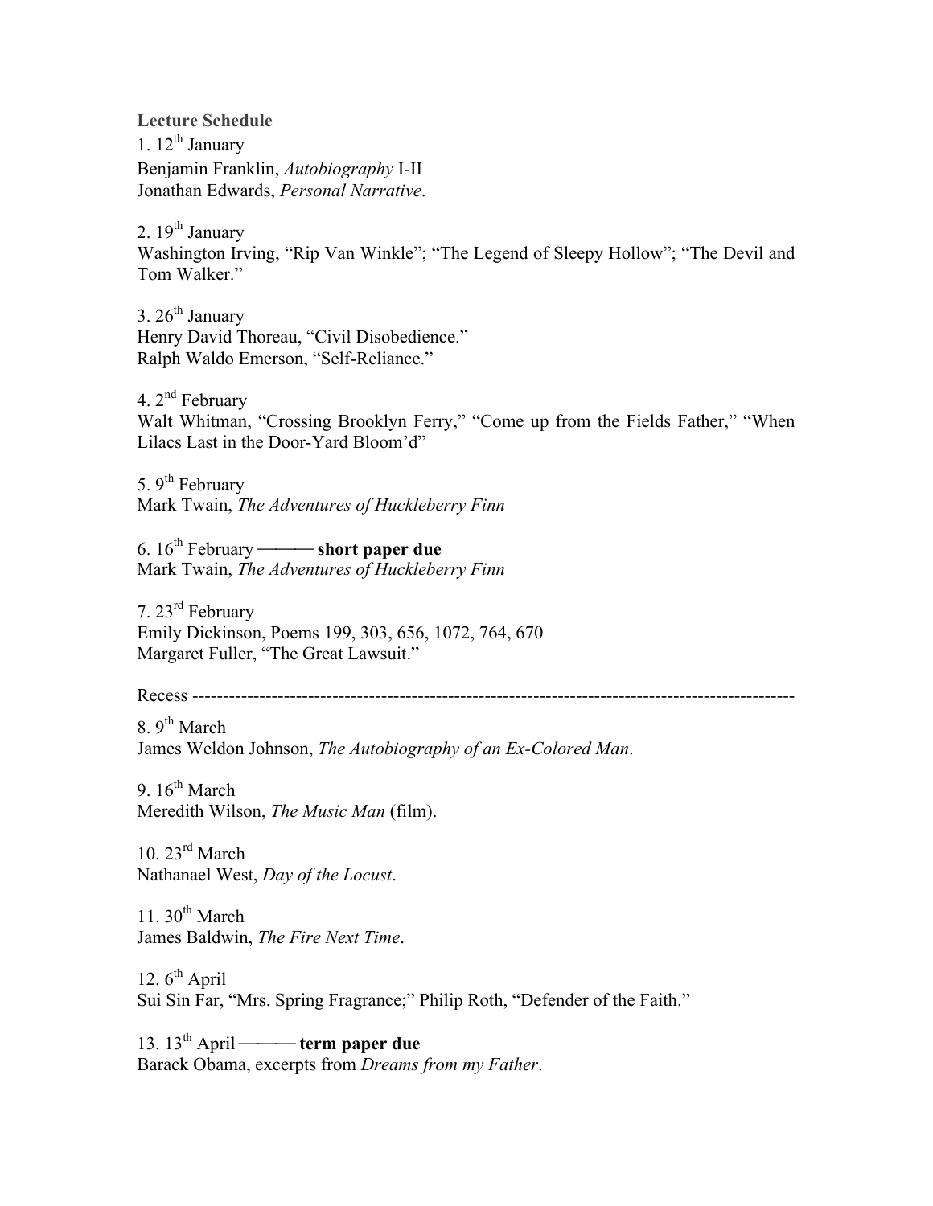**Lecture Schedule**

1. 12th January
Benjamin Franklin, *Autobiography* I-II
Jonathan Edwards, *Personal Narrative*.

2. 19th January
Washington Irving, "Rip Van Winkle"; "The Legend of Sleepy Hollow"; "The Devil and Tom Walker."

3. 26th January
Henry David Thoreau, "Civil Disobedience."
Ralph Waldo Emerson, "Self-Reliance."

4. 2nd February
Walt Whitman, "Crossing Brooklyn Ferry," "Come up from the Fields Father," "When Lilacs Last in the Door-Yard Bloom'd"

5. 9th February
Mark Twain, *The Adventures of Huckleberry Finn*

6. 16th February ——— **short paper due**
Mark Twain, *The Adventures of Huckleberry Finn*

7. 23rd February
Emily Dickinson, Poems 199, 303, 656, 1072, 764, 670
Margaret Fuller, "The Great Lawsuit."

Recess ---------------------------------------------------------------------------------------------------

8. 9th March
James Weldon Johnson, *The Autobiography of an Ex-Colored Man*.

9. 16th March
Meredith Wilson, *The Music Man* (film).

10. 23rd March
Nathanael West, *Day of the Locust*.

11. 30th March
James Baldwin, *The Fire Next Time*.

12. 6th April
Sui Sin Far, "Mrs. Spring Fragrance;" Philip Roth, "Defender of the Faith."

13. 13th April ——— **term paper due**
Barack Obama, excerpts from *Dreams from my Father*.